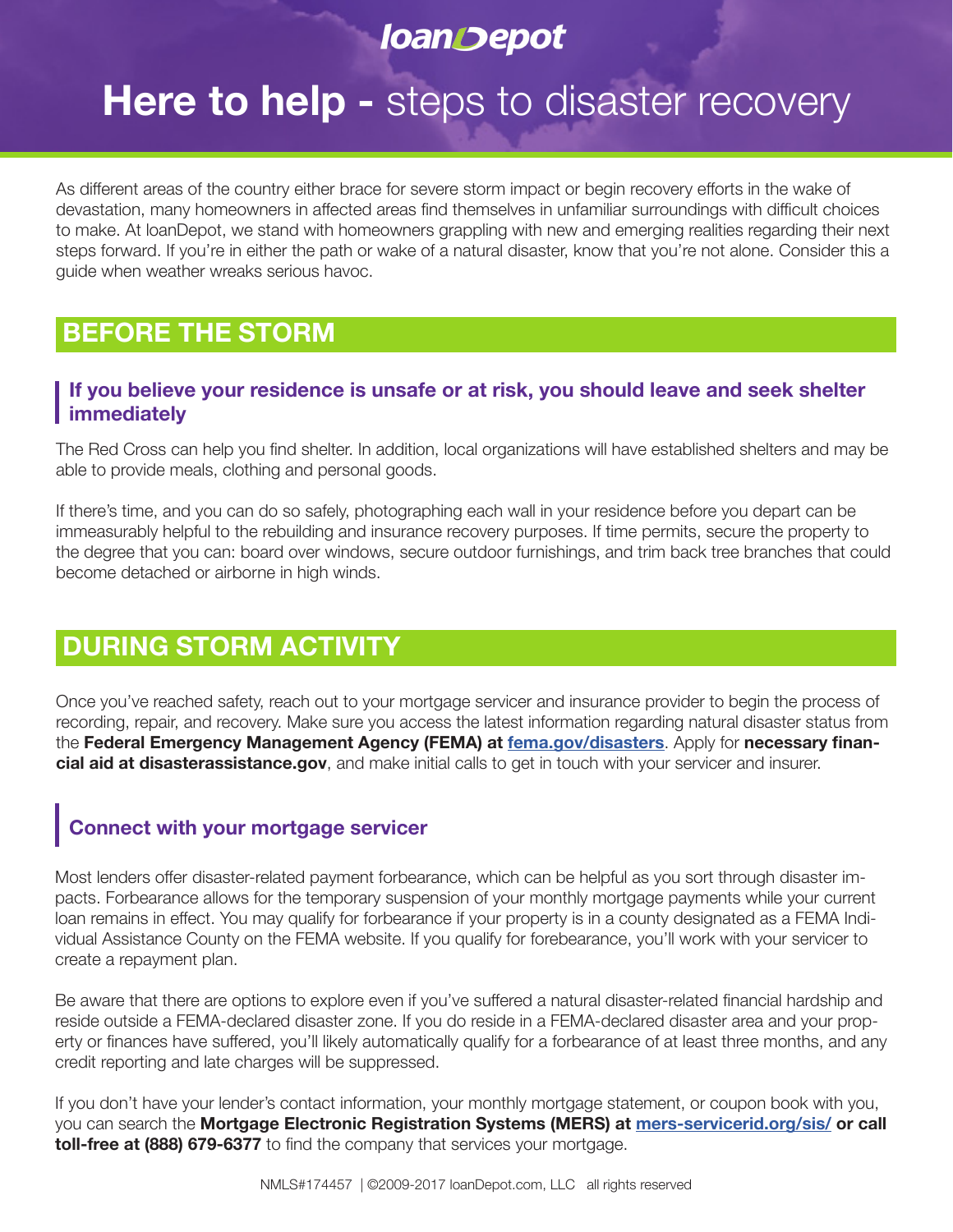loanDepot

# **Here to help -** steps to disaster recovery

As different areas of the country either brace for severe storm impact or begin recovery efforts in the wake of devastation, many homeowners in affected areas find themselves in unfamiliar surroundings with difficult choices to make. At loanDepot, we stand with homeowners grappling with new and emerging realities regarding their next steps forward. If you're in either the path or wake of a natural disaster, know that you're not alone. Consider this a guide when weather wreaks serious havoc.

## BEFORE THE STORM

### If you believe your residence is unsafe or at risk, you should leave and seek shelter immediately

The Red Cross can help you find shelter. In addition, local organizations will have established shelters and may be able to provide meals, clothing and personal goods.

If there's time, and you can do so safely, photographing each wall in your residence before you depart can be immeasurably helpful to the rebuilding and insurance recovery purposes. If time permits, secure the property to the degree that you can: board over windows, secure outdoor furnishings, and trim back tree branches that could become detached or airborne in high winds.

## DURING STORM ACTIVITY

Once you've reached safety, reach out to your mortgage servicer and insurance provider to begin the process of recording, repair, and recovery. Make sure you access the latest information regarding natural disaster status from the **Federal Emergency Management Agency (FEMA) at [fema.gov/disasters](fema.gov/disasters)**. Apply for **necessary financial aid at disasterassistance.gov**, and make initial calls to get in touch with your servicer and insurer.

### Connect with your mortgage servicer

Most lenders offer disaster-related payment forbearance, which can be helpful as you sort through disaster impacts. Forbearance allows for the temporary suspension of your monthly mortgage payments while your current loan remains in effect. You may qualify for forbearance if your property is in a county designated as a FEMA Individual Assistance County on the FEMA website. If you qualify for forebearance, you'll work with your servicer to create a repayment plan.

Be aware that there are options to explore even if you've suffered a natural disaster-related financial hardship and reside outside a FEMA-declared disaster zone. If you do reside in a FEMA-declared disaster area and your property or finances have suffered, you'll likely automatically qualify for a forbearance of at least three months, and any credit reporting and late charges will be suppressed.

If you don't have your lender's contact information, your monthly mortgage statement, or coupon book with you, you can search the **Mortgage Electronic Registration Systems (MERS) at [mers-servicerid.org/sis/](mers-servicerid.org/sis/) or call toll-free at (888) 679-6377** to find the company that services your mortgage.

NMLS#174457 | ©2009-2017 loanDepot.com, LLC all rights reserved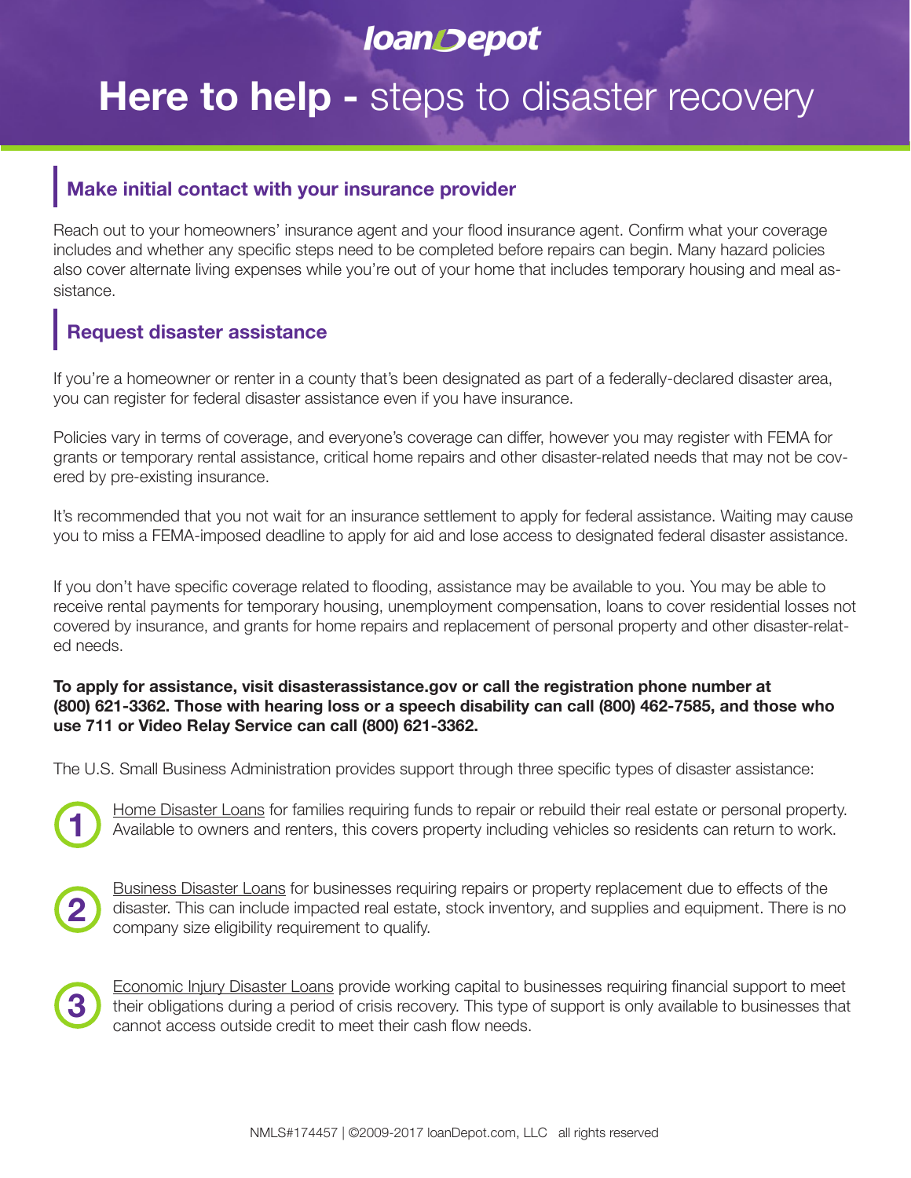loanDepot

# Here to help - steps to disaster recovery

## Make initial contact with your insurance provider

Reach out to your homeowners' insurance agent and your flood insurance agent. Confirm what your coverage includes and whether any specific steps need to be completed before repairs can begin. Many hazard policies also cover alternate living expenses while you're out of your home that includes temporary housing and meal assistance.

## Request disaster assistance

If you're a homeowner or renter in a county that's been designated as part of a federally-declared disaster area, you can register for federal disaster assistance even if you have insurance.

Policies vary in terms of coverage, and everyone's coverage can differ, however you may register with FEMA for grants or temporary rental assistance, critical home repairs and other disaster-related needs that may not be covered by pre-existing insurance.

It's recommended that you not wait for an insurance settlement to apply for federal assistance. Waiting may cause you to miss a FEMA-imposed deadline to apply for aid and lose access to designated federal disaster assistance.

If you don't have specific coverage related to flooding, assistance may be available to you. You may be able to receive rental payments for temporary housing, unemployment compensation, loans to cover residential losses not covered by insurance, and grants for home repairs and replacement of personal property and other disaster-related needs.

**To apply for assistance, visit disasterassistance.gov or call the registration phone number at (800) 621-3362. Those with hearing loss or a speech disability can call (800) 462-7585, and those who use 711 or Video Relay Service can call (800) 621-3362.**

The U.S. Small Business Administration provides support through three specific types of disaster assistance:

1. Home Disaster Loans for families requiring funds to repair or rebuild their real estate or personal property. Available to owners and renters, this covers property including vehicles so residents can return to work.

2. Business Disaster Loans for businesses requiring repairs or property replacement due to effects of the disaster. This can include impacted real estate, stock inventory, and supplies and equipment. There is no company size eligibility requirement to qualify.

3. Economic Injury Disaster Loans provide working capital to businesses requiring financial support to meet their obligations during a period of crisis recovery. This type of support is only available to businesses that cannot access outside credit to meet their cash flow needs.

NMLS#174457 | ©2009-2017 loanDepot.com, LLC all rights reserved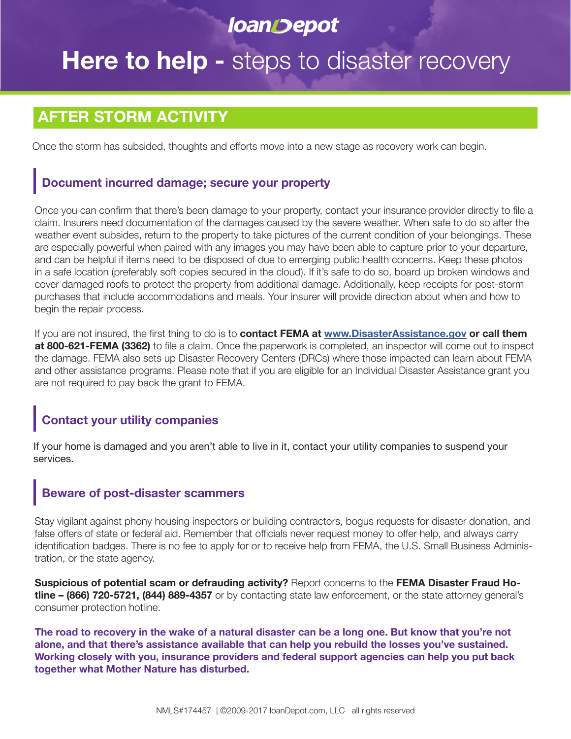loanDepot

# **Here to help -** steps to disaster recovery

## AFTER STORM ACTIVITY

Once the storm has subsided, thoughts and efforts move into a new stage as recovery work can begin.

### Document incurred damage; secure your property

Once you can confirm that there's been damage to your property, contact your insurance provider directly to file a claim. Insurers need documentation of the damages caused by the severe weather. When safe to do so after the weather event subsides, return to the property to take pictures of the current condition of your belongings. These are especially powerful when paired with any images you may have been able to capture prior to your departure, and can be helpful if items need to be disposed of due to emerging public health concerns. Keep these photos in a safe location (preferably soft copies secured in the cloud). If it's safe to do so, board up broken windows and cover damaged roofs to protect the property from additional damage. Additionally, keep receipts for post-storm purchases that include accommodations and meals. Your insurer will provide direction about when and how to begin the repair process.

If you are not insured, the first thing to do is to **contact FEMA at www.DisasterAssistance.gov or call them at 800-621-FEMA (3362)** to file a claim. Once the paperwork is completed, an inspector will come out to inspect the damage. FEMA also sets up Disaster Recovery Centers (DRCs) where those impacted can learn about FEMA and other assistance programs. Please note that if you are eligible for an Individual Disaster Assistance grant you are not required to pay back the grant to FEMA.

### Contact your utility companies

If your home is damaged and you aren't able to live in it, contact your utility companies to suspend your services.

### Beware of post-disaster scammers

Stay vigilant against phony housing inspectors or building contractors, bogus requests for disaster donation, and false offers of state or federal aid. Remember that officials never request money to offer help, and always carry identification badges. There is no fee to apply for or to receive help from FEMA, the U.S. Small Business Administration, or the state agency.

**Suspicious of potential scam or defrauding activity?** Report concerns to the **FEMA Disaster Fraud Hotline – (866) 720-5721, (844) 889-4357** or by contacting state law enforcement, or the state attorney general's consumer protection hotline.

**The road to recovery in the wake of a natural disaster can be a long one. But know that you're not alone, and that there's assistance available that can help you rebuild the losses you've sustained. Working closely with you, insurance providers and federal support agencies can help you put back together what Mother Nature has disturbed.**

NMLS#174457 | ©2009-2017 loanDepot.com, LLC all rights reserved